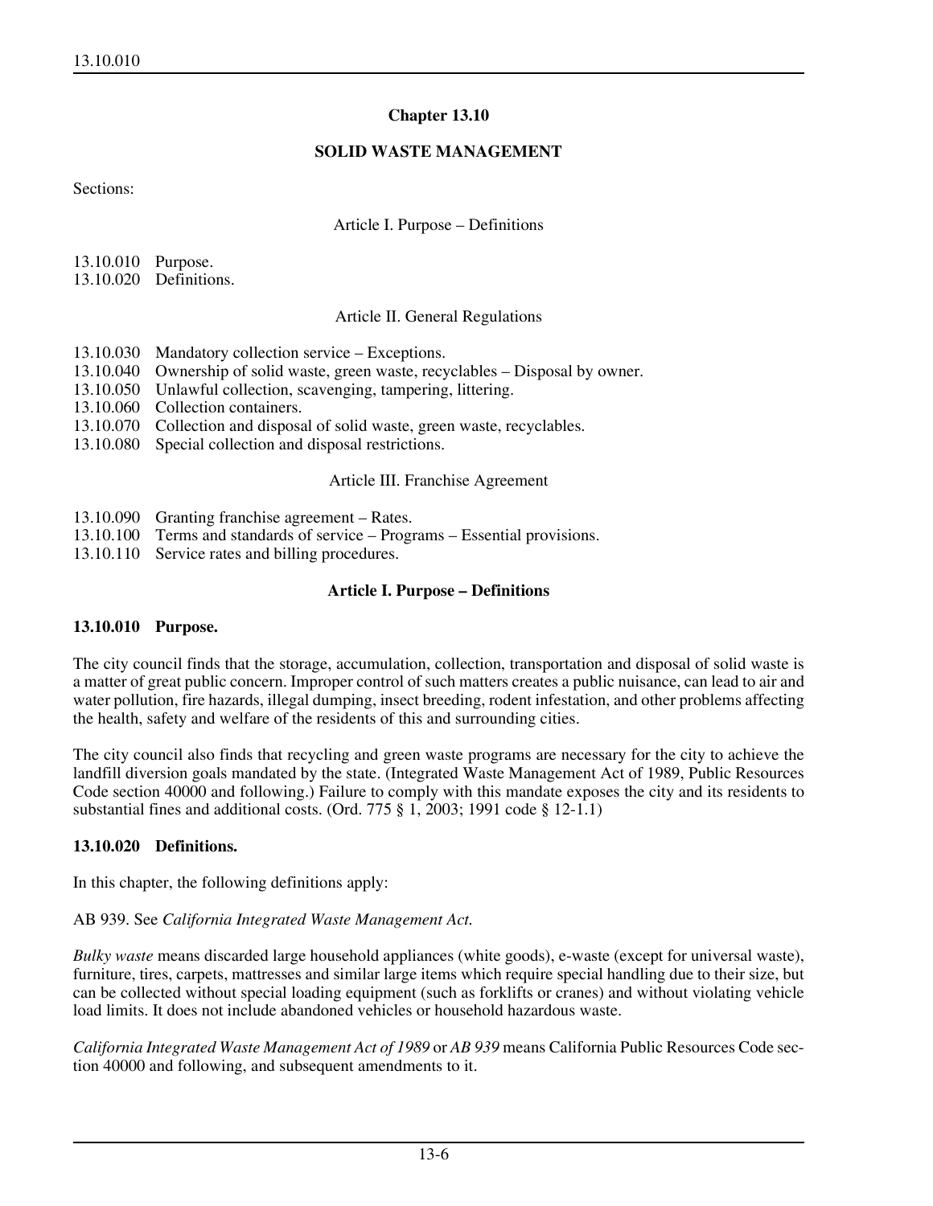# Chapter 13.10

## SOLID WASTE MANAGEMENT

Sections:

Article I. Purpose – Definitions

13.10.010 Purpose.
13.10.020 Definitions.

Article II. General Regulations

13.10.030 Mandatory collection service – Exceptions.
13.10.040 Ownership of solid waste, green waste, recyclables – Disposal by owner.
13.10.050 Unlawful collection, scavenging, tampering, littering.
13.10.060 Collection containers.
13.10.070 Collection and disposal of solid waste, green waste, recyclables.
13.10.080 Special collection and disposal restrictions.

Article III. Franchise Agreement

13.10.090 Granting franchise agreement – Rates.
13.10.100 Terms and standards of service – Programs – Essential provisions.
13.10.110 Service rates and billing procedures.

## Article I. Purpose – Definitions

### 13.10.010 Purpose.

The city council finds that the storage, accumulation, collection, transportation and disposal of solid waste is a matter of great public concern. Improper control of such matters creates a public nuisance, can lead to air and water pollution, fire hazards, illegal dumping, insect breeding, rodent infestation, and other problems affecting the health, safety and welfare of the residents of this and surrounding cities.

The city council also finds that recycling and green waste programs are necessary for the city to achieve the landfill diversion goals mandated by the state. (Integrated Waste Management Act of 1989, Public Resources Code section 40000 and following.) Failure to comply with this mandate exposes the city and its residents to substantial fines and additional costs. (Ord. 775 § 1, 2003; 1991 code § 12-1.1)

### 13.10.020 Definitions.

In this chapter, the following definitions apply:

AB 939. See *California Integrated Waste Management Act.*

*Bulky waste* means discarded large household appliances (white goods), e-waste (except for universal waste), furniture, tires, carpets, mattresses and similar large items which require special handling due to their size, but can be collected without special loading equipment (such as forklifts or cranes) and without violating vehicle load limits. It does not include abandoned vehicles or household hazardous waste.

*California Integrated Waste Management Act of 1989* or *AB 939* means California Public Resources Code section 40000 and following, and subsequent amendments to it.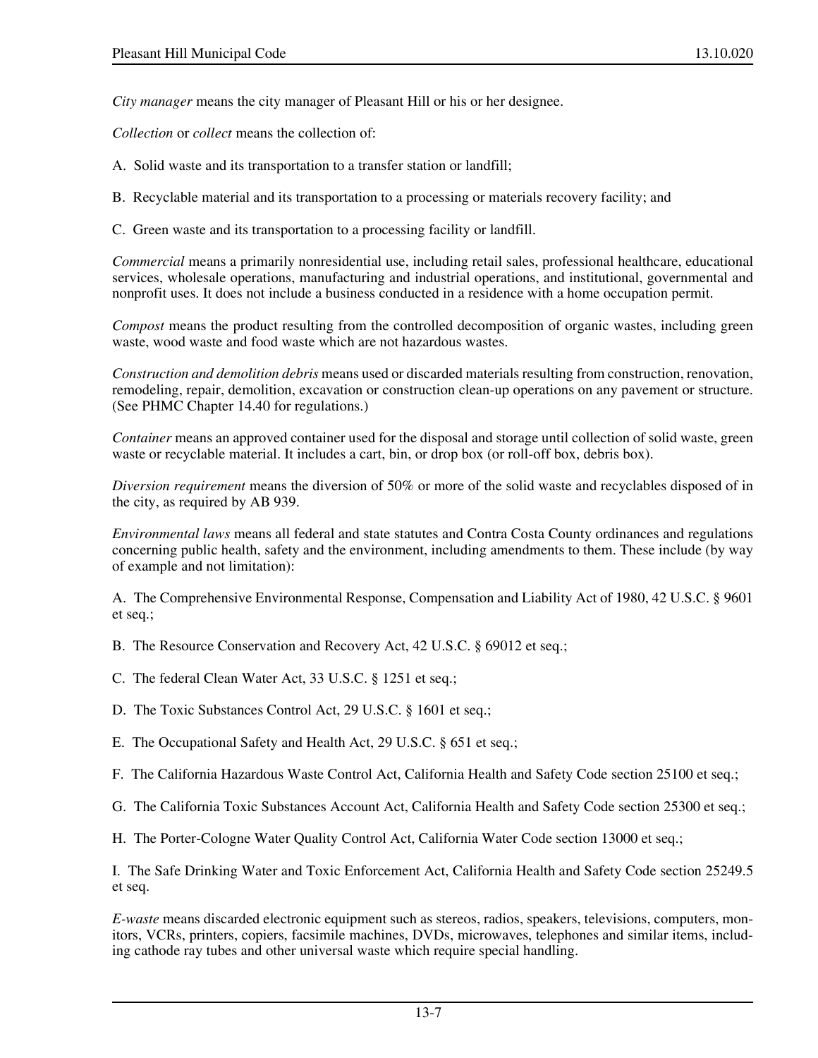*City manager* means the city manager of Pleasant Hill or his or her designee.

*Collection* or *collect* means the collection of:

A. Solid waste and its transportation to a transfer station or landfill;

B. Recyclable material and its transportation to a processing or materials recovery facility; and

C. Green waste and its transportation to a processing facility or landfill.

*Commercial* means a primarily nonresidential use, including retail sales, professional healthcare, educational services, wholesale operations, manufacturing and industrial operations, and institutional, governmental and nonprofit uses. It does not include a business conducted in a residence with a home occupation permit.

*Compost* means the product resulting from the controlled decomposition of organic wastes, including green waste, wood waste and food waste which are not hazardous wastes.

*Construction and demolition debris* means used or discarded materials resulting from construction, renovation, remodeling, repair, demolition, excavation or construction clean-up operations on any pavement or structure. (See PHMC Chapter 14.40 for regulations.)

*Container* means an approved container used for the disposal and storage until collection of solid waste, green waste or recyclable material. It includes a cart, bin, or drop box (or roll-off box, debris box).

*Diversion requirement* means the diversion of 50% or more of the solid waste and recyclables disposed of in the city, as required by AB 939.

*Environmental laws* means all federal and state statutes and Contra Costa County ordinances and regulations concerning public health, safety and the environment, including amendments to them. These include (by way of example and not limitation):

A. The Comprehensive Environmental Response, Compensation and Liability Act of 1980, 42 U.S.C. § 9601 et seq.;

B. The Resource Conservation and Recovery Act, 42 U.S.C. § 69012 et seq.;

C. The federal Clean Water Act, 33 U.S.C. § 1251 et seq.;

D. The Toxic Substances Control Act, 29 U.S.C. § 1601 et seq.;

E. The Occupational Safety and Health Act, 29 U.S.C. § 651 et seq.;

F. The California Hazardous Waste Control Act, California Health and Safety Code section 25100 et seq.;

G. The California Toxic Substances Account Act, California Health and Safety Code section 25300 et seq.;

H. The Porter-Cologne Water Quality Control Act, California Water Code section 13000 et seq.;

I. The Safe Drinking Water and Toxic Enforcement Act, California Health and Safety Code section 25249.5 et seq.

*E-waste* means discarded electronic equipment such as stereos, radios, speakers, televisions, computers, monitors, VCRs, printers, copiers, facsimile machines, DVDs, microwaves, telephones and similar items, including cathode ray tubes and other universal waste which require special handling.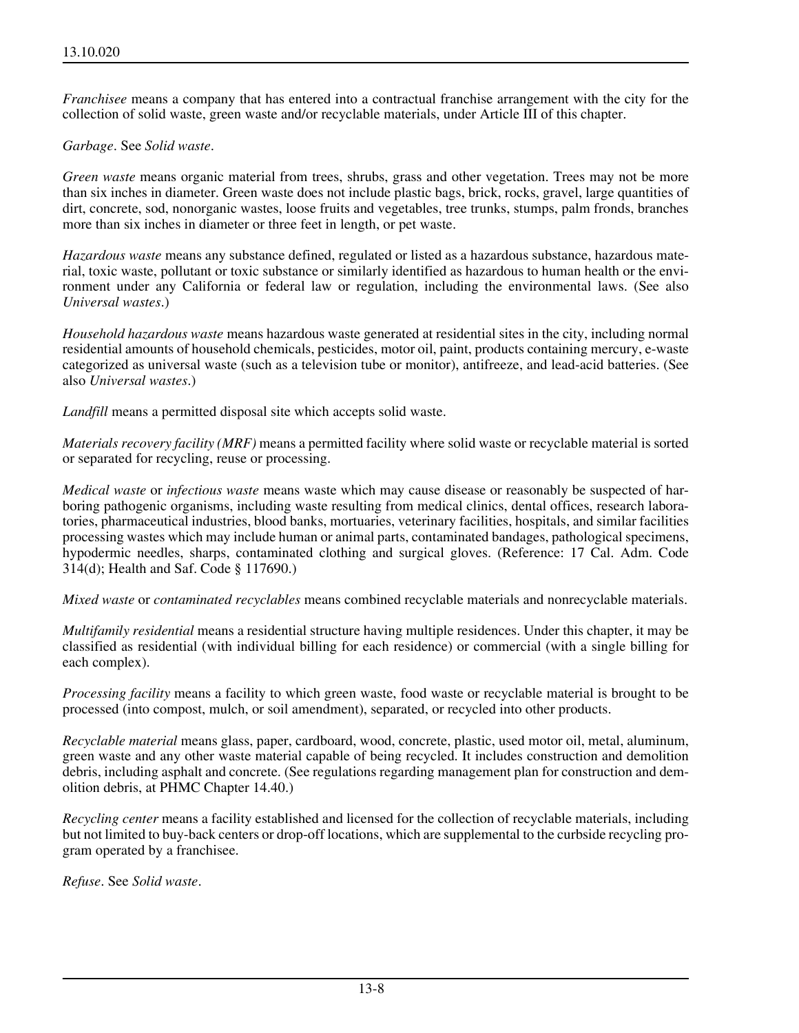*Franchisee* means a company that has entered into a contractual franchise arrangement with the city for the collection of solid waste, green waste and/or recyclable materials, under Article III of this chapter.

*Garbage*. See *Solid waste*.

*Green waste* means organic material from trees, shrubs, grass and other vegetation. Trees may not be more than six inches in diameter. Green waste does not include plastic bags, brick, rocks, gravel, large quantities of dirt, concrete, sod, nonorganic wastes, loose fruits and vegetables, tree trunks, stumps, palm fronds, branches more than six inches in diameter or three feet in length, or pet waste.

*Hazardous waste* means any substance defined, regulated or listed as a hazardous substance, hazardous material, toxic waste, pollutant or toxic substance or similarly identified as hazardous to human health or the environment under any California or federal law or regulation, including the environmental laws. (See also *Universal wastes*.)

*Household hazardous waste* means hazardous waste generated at residential sites in the city, including normal residential amounts of household chemicals, pesticides, motor oil, paint, products containing mercury, e-waste categorized as universal waste (such as a television tube or monitor), antifreeze, and lead-acid batteries. (See also *Universal wastes*.)

*Landfill* means a permitted disposal site which accepts solid waste.

*Materials recovery facility (MRF)* means a permitted facility where solid waste or recyclable material is sorted or separated for recycling, reuse or processing.

*Medical waste* or *infectious waste* means waste which may cause disease or reasonably be suspected of harboring pathogenic organisms, including waste resulting from medical clinics, dental offices, research laboratories, pharmaceutical industries, blood banks, mortuaries, veterinary facilities, hospitals, and similar facilities processing wastes which may include human or animal parts, contaminated bandages, pathological specimens, hypodermic needles, sharps, contaminated clothing and surgical gloves. (Reference: 17 Cal. Adm. Code 314(d); Health and Saf. Code § 117690.)

*Mixed waste* or *contaminated recyclables* means combined recyclable materials and nonrecyclable materials.

*Multifamily residential* means a residential structure having multiple residences. Under this chapter, it may be classified as residential (with individual billing for each residence) or commercial (with a single billing for each complex).

*Processing facility* means a facility to which green waste, food waste or recyclable material is brought to be processed (into compost, mulch, or soil amendment), separated, or recycled into other products.

*Recyclable material* means glass, paper, cardboard, wood, concrete, plastic, used motor oil, metal, aluminum, green waste and any other waste material capable of being recycled. It includes construction and demolition debris, including asphalt and concrete. (See regulations regarding management plan for construction and demolition debris, at PHMC Chapter 14.40.)

*Recycling center* means a facility established and licensed for the collection of recyclable materials, including but not limited to buy-back centers or drop-off locations, which are supplemental to the curbside recycling program operated by a franchisee.

*Refuse*. See *Solid waste*.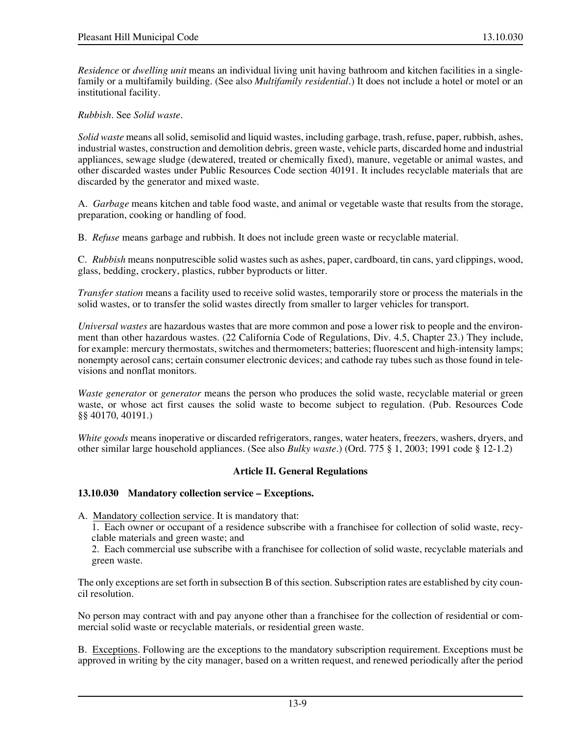*Residence* or *dwelling unit* means an individual living unit having bathroom and kitchen facilities in a single-family or a multifamily building. (See also *Multifamily residential*.) It does not include a hotel or motel or an institutional facility.

*Rubbish*. See *Solid waste*.

*Solid waste* means all solid, semisolid and liquid wastes, including garbage, trash, refuse, paper, rubbish, ashes, industrial wastes, construction and demolition debris, green waste, vehicle parts, discarded home and industrial appliances, sewage sludge (dewatered, treated or chemically fixed), manure, vegetable or animal wastes, and other discarded wastes under Public Resources Code section 40191. It includes recyclable materials that are discarded by the generator and mixed waste.

A. *Garbage* means kitchen and table food waste, and animal or vegetable waste that results from the storage, preparation, cooking or handling of food.

B. *Refuse* means garbage and rubbish. It does not include green waste or recyclable material.

C. *Rubbish* means nonputrescible solid wastes such as ashes, paper, cardboard, tin cans, yard clippings, wood, glass, bedding, crockery, plastics, rubber byproducts or litter.

*Transfer station* means a facility used to receive solid wastes, temporarily store or process the materials in the solid wastes, or to transfer the solid wastes directly from smaller to larger vehicles for transport.

*Universal wastes* are hazardous wastes that are more common and pose a lower risk to people and the environment than other hazardous wastes. (22 California Code of Regulations, Div. 4.5, Chapter 23.) They include, for example: mercury thermostats, switches and thermometers; batteries; fluorescent and high-intensity lamps; nonempty aerosol cans; certain consumer electronic devices; and cathode ray tubes such as those found in televisions and nonflat monitors.

*Waste generator* or *generator* means the person who produces the solid waste, recyclable material or green waste, or whose act first causes the solid waste to become subject to regulation. (Pub. Resources Code §§ 40170, 40191.)

*White goods* means inoperative or discarded refrigerators, ranges, water heaters, freezers, washers, dryers, and other similar large household appliances. (See also *Bulky waste*.) (Ord. 775 § 1, 2003; 1991 code § 12-1.2)

## Article II. General Regulations

### 13.10.030 Mandatory collection service – Exceptions.

A. Mandatory collection service. It is mandatory that:

1. Each owner or occupant of a residence subscribe with a franchisee for collection of solid waste, recyclable materials and green waste; and
2. Each commercial use subscribe with a franchisee for collection of solid waste, recyclable materials and green waste.

The only exceptions are set forth in subsection B of this section. Subscription rates are established by city council resolution.

No person may contract with and pay anyone other than a franchisee for the collection of residential or commercial solid waste or recyclable materials, or residential green waste.

B. Exceptions. Following are the exceptions to the mandatory subscription requirement. Exceptions must be approved in writing by the city manager, based on a written request, and renewed periodically after the period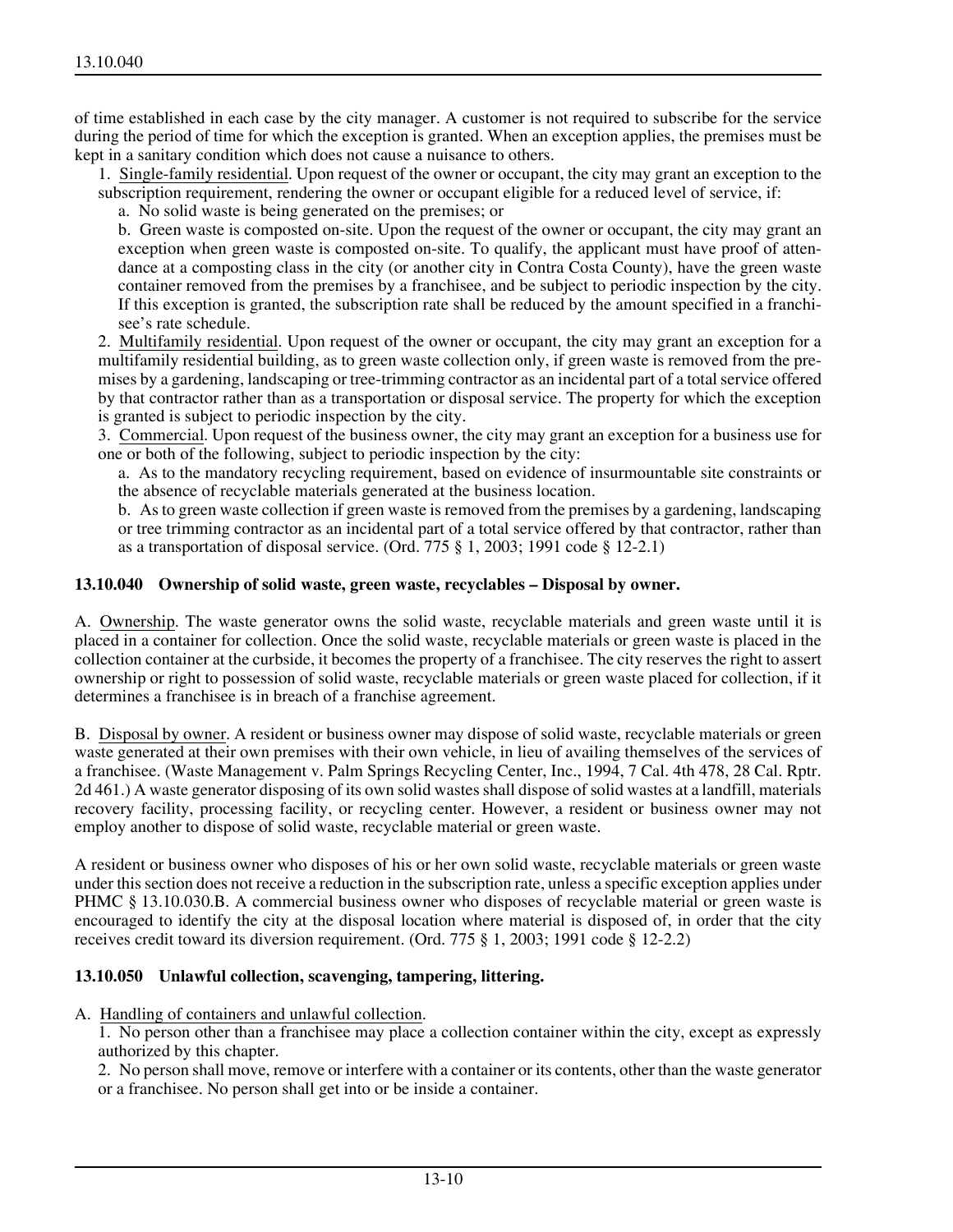of time established in each case by the city manager. A customer is not required to subscribe for the service during the period of time for which the exception is granted. When an exception applies, the premises must be kept in a sanitary condition which does not cause a nuisance to others.

1. Single-family residential. Upon request of the owner or occupant, the city may grant an exception to the subscription requirement, rendering the owner or occupant eligible for a reduced level of service, if:

   a. No solid waste is being generated on the premises; or

   b. Green waste is composted on-site. Upon the request of the owner or occupant, the city may grant an exception when green waste is composted on-site. To qualify, the applicant must have proof of attendance at a composting class in the city (or another city in Contra Costa County), have the green waste container removed from the premises by a franchisee, and be subject to periodic inspection by the city. If this exception is granted, the subscription rate shall be reduced by the amount specified in a franchisee's rate schedule.

2. Multifamily residential. Upon request of the owner or occupant, the city may grant an exception for a multifamily residential building, as to green waste collection only, if green waste is removed from the premises by a gardening, landscaping or tree-trimming contractor as an incidental part of a total service offered by that contractor rather than as a transportation or disposal service. The property for which the exception is granted is subject to periodic inspection by the city.

3. Commercial. Upon request of the business owner, the city may grant an exception for a business use for one or both of the following, subject to periodic inspection by the city:

   a. As to the mandatory recycling requirement, based on evidence of insurmountable site constraints or the absence of recyclable materials generated at the business location.

   b. As to green waste collection if green waste is removed from the premises by a gardening, landscaping or tree trimming contractor as an incidental part of a total service offered by that contractor, rather than as a transportation of disposal service. (Ord. 775 § 1, 2003; 1991 code § 12-2.1)

**13.10.040 Ownership of solid waste, green waste, recyclables – Disposal by owner.**

A. Ownership. The waste generator owns the solid waste, recyclable materials and green waste until it is placed in a container for collection. Once the solid waste, recyclable materials or green waste is placed in the collection container at the curbside, it becomes the property of a franchisee. The city reserves the right to assert ownership or right to possession of solid waste, recyclable materials or green waste placed for collection, if it determines a franchisee is in breach of a franchise agreement.

B. Disposal by owner. A resident or business owner may dispose of solid waste, recyclable materials or green waste generated at their own premises with their own vehicle, in lieu of availing themselves of the services of a franchisee. (Waste Management v. Palm Springs Recycling Center, Inc., 1994, 7 Cal. 4th 478, 28 Cal. Rptr. 2d 461.) A waste generator disposing of its own solid wastes shall dispose of solid wastes at a landfill, materials recovery facility, processing facility, or recycling center. However, a resident or business owner may not employ another to dispose of solid waste, recyclable material or green waste.

A resident or business owner who disposes of his or her own solid waste, recyclable materials or green waste under this section does not receive a reduction in the subscription rate, unless a specific exception applies under PHMC § 13.10.030.B. A commercial business owner who disposes of recyclable material or green waste is encouraged to identify the city at the disposal location where material is disposed of, in order that the city receives credit toward its diversion requirement. (Ord. 775 § 1, 2003; 1991 code § 12-2.2)

**13.10.050 Unlawful collection, scavenging, tampering, littering.**

A. Handling of containers and unlawful collection.

1. No person other than a franchisee may place a collection container within the city, except as expressly authorized by this chapter.

2. No person shall move, remove or interfere with a container or its contents, other than the waste generator or a franchisee. No person shall get into or be inside a container.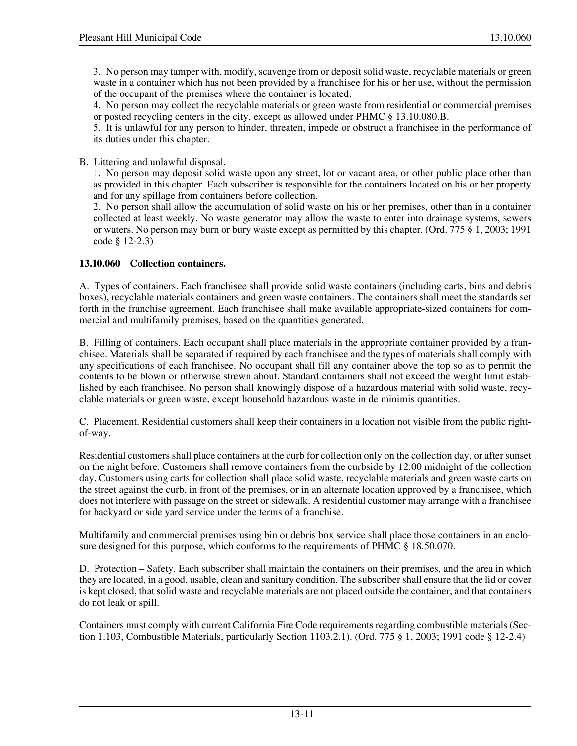3. No person may tamper with, modify, scavenge from or deposit solid waste, recyclable materials or green waste in a container which has not been provided by a franchisee for his or her use, without the permission of the occupant of the premises where the container is located.

4. No person may collect the recyclable materials or green waste from residential or commercial premises or posted recycling centers in the city, except as allowed under PHMC § 13.10.080.B.

5. It is unlawful for any person to hinder, threaten, impede or obstruct a franchisee in the performance of its duties under this chapter.

B. Littering and unlawful disposal.

1. No person may deposit solid waste upon any street, lot or vacant area, or other public place other than as provided in this chapter. Each subscriber is responsible for the containers located on his or her property and for any spillage from containers before collection.

2. No person shall allow the accumulation of solid waste on his or her premises, other than in a container collected at least weekly. No waste generator may allow the waste to enter into drainage systems, sewers or waters. No person may burn or bury waste except as permitted by this chapter. (Ord. 775 § 1, 2003; 1991 code § 12-2.3)

**13.10.060 Collection containers.**

A. Types of containers. Each franchisee shall provide solid waste containers (including carts, bins and debris boxes), recyclable materials containers and green waste containers. The containers shall meet the standards set forth in the franchise agreement. Each franchisee shall make available appropriate-sized containers for commercial and multifamily premises, based on the quantities generated.

B. Filling of containers. Each occupant shall place materials in the appropriate container provided by a franchisee. Materials shall be separated if required by each franchisee and the types of materials shall comply with any specifications of each franchisee. No occupant shall fill any container above the top so as to permit the contents to be blown or otherwise strewn about. Standard containers shall not exceed the weight limit established by each franchisee. No person shall knowingly dispose of a hazardous material with solid waste, recyclable materials or green waste, except household hazardous waste in de minimis quantities.

C. Placement. Residential customers shall keep their containers in a location not visible from the public right-of-way.

Residential customers shall place containers at the curb for collection only on the collection day, or after sunset on the night before. Customers shall remove containers from the curbside by 12:00 midnight of the collection day. Customers using carts for collection shall place solid waste, recyclable materials and green waste carts on the street against the curb, in front of the premises, or in an alternate location approved by a franchisee, which does not interfere with passage on the street or sidewalk. A residential customer may arrange with a franchisee for backyard or side yard service under the terms of a franchise.

Multifamily and commercial premises using bin or debris box service shall place those containers in an enclosure designed for this purpose, which conforms to the requirements of PHMC § 18.50.070.

D. Protection – Safety. Each subscriber shall maintain the containers on their premises, and the area in which they are located, in a good, usable, clean and sanitary condition. The subscriber shall ensure that the lid or cover is kept closed, that solid waste and recyclable materials are not placed outside the container, and that containers do not leak or spill.

Containers must comply with current California Fire Code requirements regarding combustible materials (Section 1.103, Combustible Materials, particularly Section 1103.2.1). (Ord. 775 § 1, 2003; 1991 code § 12-2.4)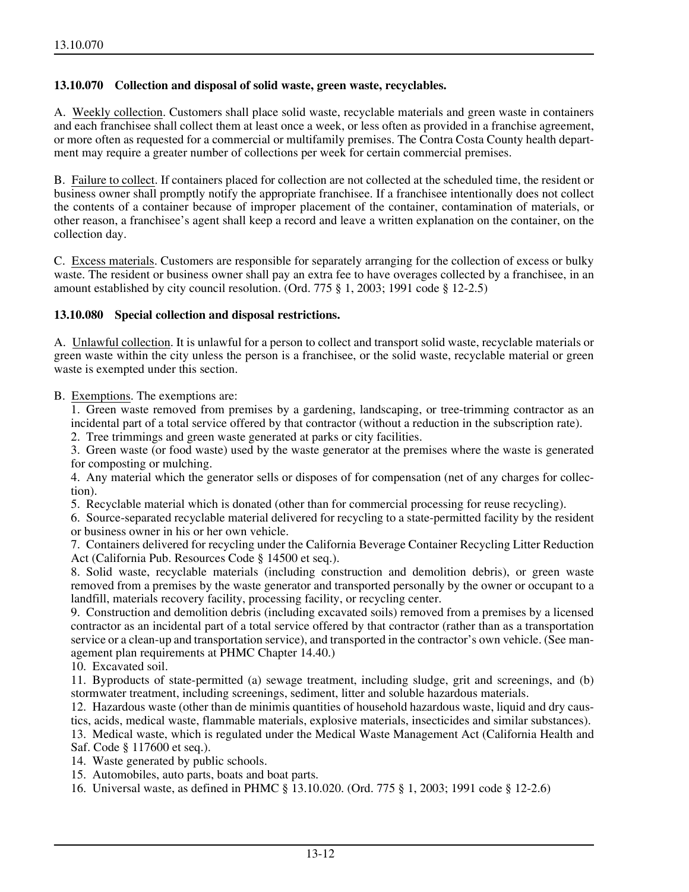### 13.10.070 Collection and disposal of solid waste, green waste, recyclables.

A. Weekly collection. Customers shall place solid waste, recyclable materials and green waste in containers and each franchisee shall collect them at least once a week, or less often as provided in a franchise agreement, or more often as requested for a commercial or multifamily premises. The Contra Costa County health department may require a greater number of collections per week for certain commercial premises.

B. Failure to collect. If containers placed for collection are not collected at the scheduled time, the resident or business owner shall promptly notify the appropriate franchisee. If a franchisee intentionally does not collect the contents of a container because of improper placement of the container, contamination of materials, or other reason, a franchisee's agent shall keep a record and leave a written explanation on the container, on the collection day.

C. Excess materials. Customers are responsible for separately arranging for the collection of excess or bulky waste. The resident or business owner shall pay an extra fee to have overages collected by a franchisee, in an amount established by city council resolution. (Ord. 775 § 1, 2003; 1991 code § 12-2.5)

### 13.10.080 Special collection and disposal restrictions.

A. Unlawful collection. It is unlawful for a person to collect and transport solid waste, recyclable materials or green waste within the city unless the person is a franchisee, or the solid waste, recyclable material or green waste is exempted under this section.

B. Exemptions. The exemptions are:

1. Green waste removed from premises by a gardening, landscaping, or tree-trimming contractor as an incidental part of a total service offered by that contractor (without a reduction in the subscription rate).
2. Tree trimmings and green waste generated at parks or city facilities.
3. Green waste (or food waste) used by the waste generator at the premises where the waste is generated for composting or mulching.
4. Any material which the generator sells or disposes of for compensation (net of any charges for collection).
5. Recyclable material which is donated (other than for commercial processing for reuse recycling).
6. Source-separated recyclable material delivered for recycling to a state-permitted facility by the resident or business owner in his or her own vehicle.
7. Containers delivered for recycling under the California Beverage Container Recycling Litter Reduction Act (California Pub. Resources Code § 14500 et seq.).
8. Solid waste, recyclable materials (including construction and demolition debris), or green waste removed from a premises by the waste generator and transported personally by the owner or occupant to a landfill, materials recovery facility, processing facility, or recycling center.
9. Construction and demolition debris (including excavated soils) removed from a premises by a licensed contractor as an incidental part of a total service offered by that contractor (rather than as a transportation service or a clean-up and transportation service), and transported in the contractor's own vehicle. (See management plan requirements at PHMC Chapter 14.40.)
10. Excavated soil.
11. Byproducts of state-permitted (a) sewage treatment, including sludge, grit and screenings, and (b) stormwater treatment, including screenings, sediment, litter and soluble hazardous materials.
12. Hazardous waste (other than de minimis quantities of household hazardous waste, liquid and dry caustics, acids, medical waste, flammable materials, explosive materials, insecticides and similar substances).
13. Medical waste, which is regulated under the Medical Waste Management Act (California Health and Saf. Code § 117600 et seq.).
14. Waste generated by public schools.
15. Automobiles, auto parts, boats and boat parts.
16. Universal waste, as defined in PHMC § 13.10.020. (Ord. 775 § 1, 2003; 1991 code § 12-2.6)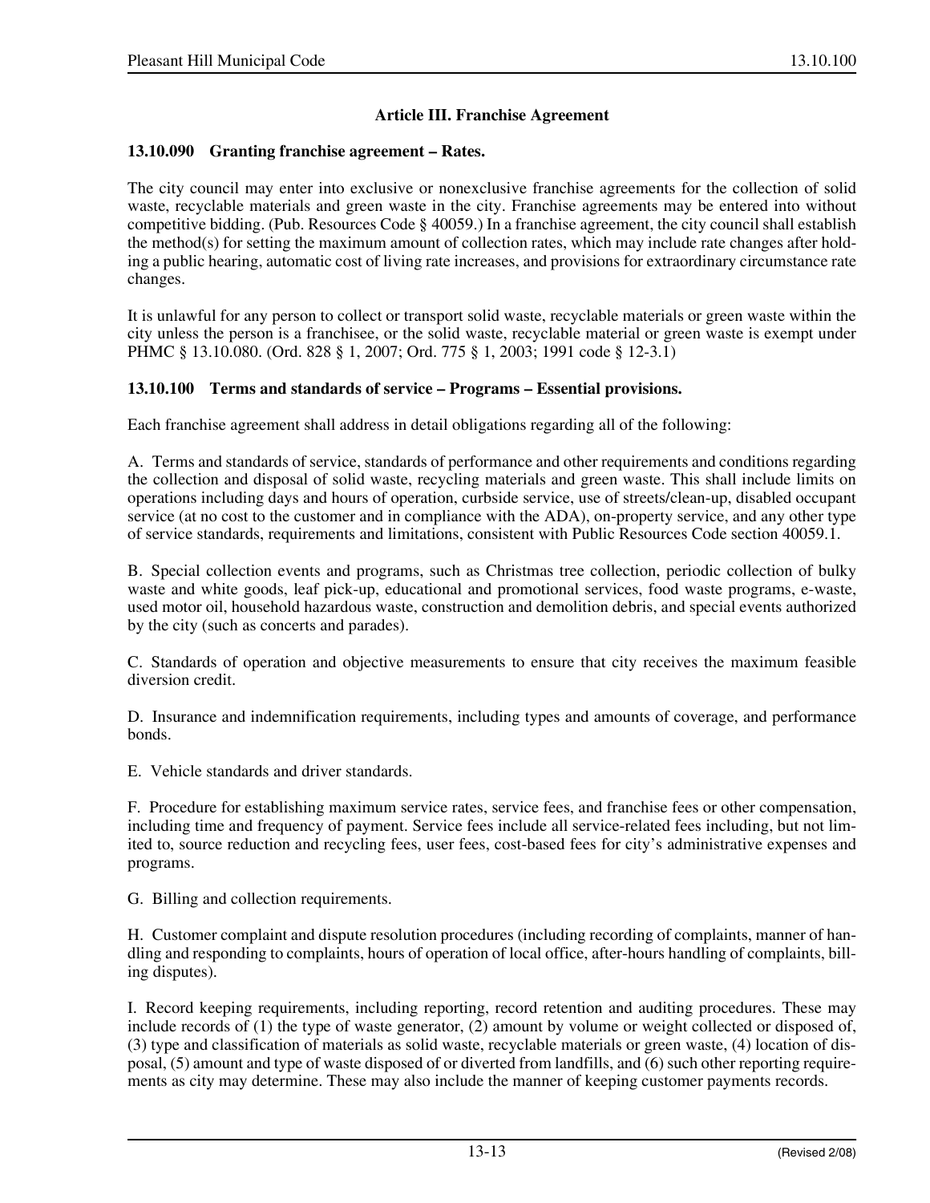## Article III. Franchise Agreement

### 13.10.090 Granting franchise agreement – Rates.

The city council may enter into exclusive or nonexclusive franchise agreements for the collection of solid waste, recyclable materials and green waste in the city. Franchise agreements may be entered into without competitive bidding. (Pub. Resources Code § 40059.) In a franchise agreement, the city council shall establish the method(s) for setting the maximum amount of collection rates, which may include rate changes after holding a public hearing, automatic cost of living rate increases, and provisions for extraordinary circumstance rate changes.

It is unlawful for any person to collect or transport solid waste, recyclable materials or green waste within the city unless the person is a franchisee, or the solid waste, recyclable material or green waste is exempt under PHMC § 13.10.080. (Ord. 828 § 1, 2007; Ord. 775 § 1, 2003; 1991 code § 12-3.1)

### 13.10.100 Terms and standards of service – Programs – Essential provisions.

Each franchise agreement shall address in detail obligations regarding all of the following:

A. Terms and standards of service, standards of performance and other requirements and conditions regarding the collection and disposal of solid waste, recycling materials and green waste. This shall include limits on operations including days and hours of operation, curbside service, use of streets/clean-up, disabled occupant service (at no cost to the customer and in compliance with the ADA), on-property service, and any other type of service standards, requirements and limitations, consistent with Public Resources Code section 40059.1.

B. Special collection events and programs, such as Christmas tree collection, periodic collection of bulky waste and white goods, leaf pick-up, educational and promotional services, food waste programs, e-waste, used motor oil, household hazardous waste, construction and demolition debris, and special events authorized by the city (such as concerts and parades).

C. Standards of operation and objective measurements to ensure that city receives the maximum feasible diversion credit.

D. Insurance and indemnification requirements, including types and amounts of coverage, and performance bonds.

E. Vehicle standards and driver standards.

F. Procedure for establishing maximum service rates, service fees, and franchise fees or other compensation, including time and frequency of payment. Service fees include all service-related fees including, but not limited to, source reduction and recycling fees, user fees, cost-based fees for city's administrative expenses and programs.

G. Billing and collection requirements.

H. Customer complaint and dispute resolution procedures (including recording of complaints, manner of handling and responding to complaints, hours of operation of local office, after-hours handling of complaints, billing disputes).

I. Record keeping requirements, including reporting, record retention and auditing procedures. These may include records of (1) the type of waste generator, (2) amount by volume or weight collected or disposed of, (3) type and classification of materials as solid waste, recyclable materials or green waste, (4) location of disposal, (5) amount and type of waste disposed of or diverted from landfills, and (6) such other reporting requirements as city may determine. These may also include the manner of keeping customer payments records.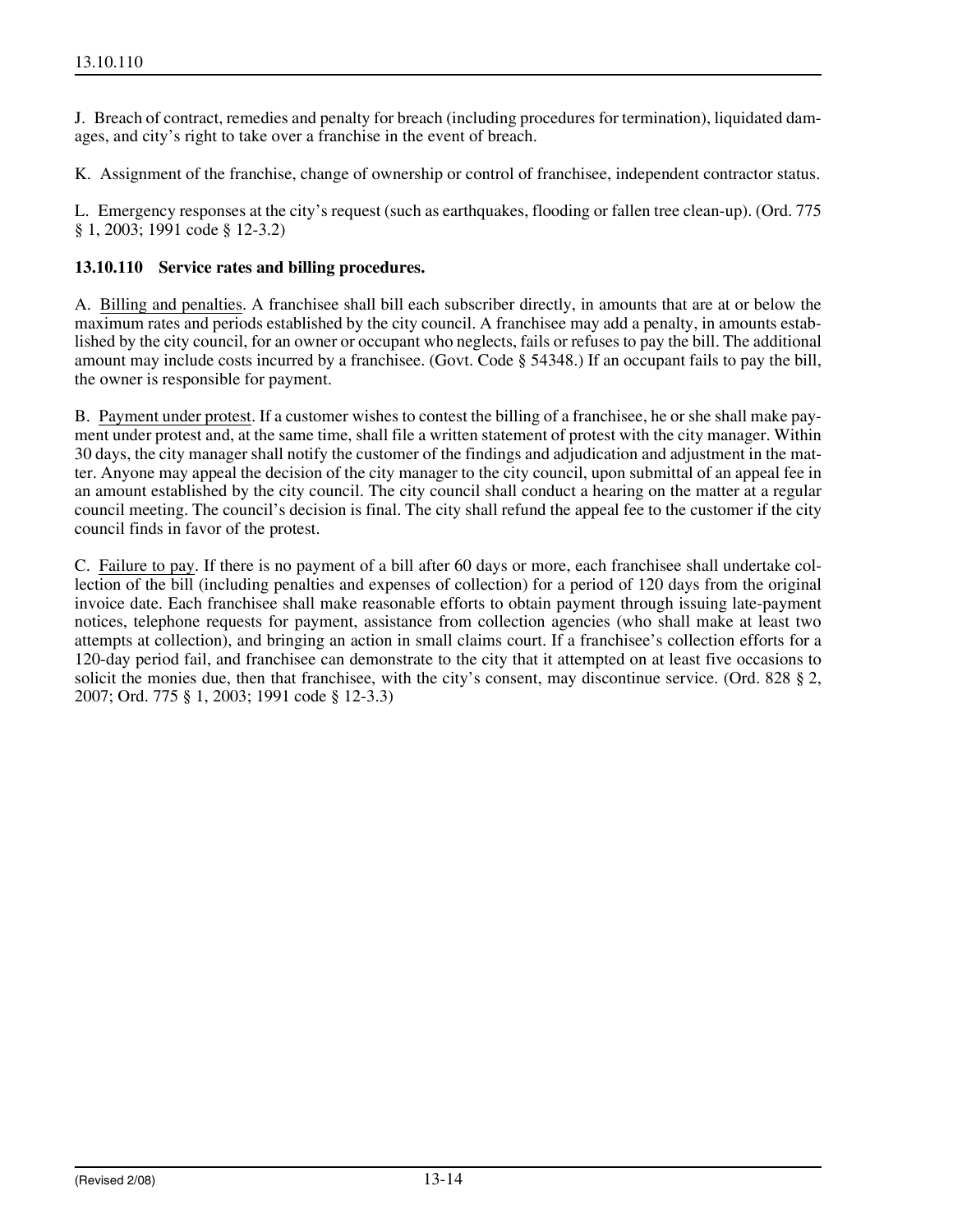J. Breach of contract, remedies and penalty for breach (including procedures for termination), liquidated damages, and city's right to take over a franchise in the event of breach.

K. Assignment of the franchise, change of ownership or control of franchisee, independent contractor status.

L. Emergency responses at the city's request (such as earthquakes, flooding or fallen tree clean-up). (Ord. 775 § 1, 2003; 1991 code § 12-3.2)

**13.10.110 Service rates and billing procedures.**

A. Billing and penalties. A franchisee shall bill each subscriber directly, in amounts that are at or below the maximum rates and periods established by the city council. A franchisee may add a penalty, in amounts established by the city council, for an owner or occupant who neglects, fails or refuses to pay the bill. The additional amount may include costs incurred by a franchisee. (Govt. Code § 54348.) If an occupant fails to pay the bill, the owner is responsible for payment.

B. Payment under protest. If a customer wishes to contest the billing of a franchisee, he or she shall make payment under protest and, at the same time, shall file a written statement of protest with the city manager. Within 30 days, the city manager shall notify the customer of the findings and adjudication and adjustment in the matter. Anyone may appeal the decision of the city manager to the city council, upon submittal of an appeal fee in an amount established by the city council. The city council shall conduct a hearing on the matter at a regular council meeting. The council's decision is final. The city shall refund the appeal fee to the customer if the city council finds in favor of the protest.

C. Failure to pay. If there is no payment of a bill after 60 days or more, each franchisee shall undertake collection of the bill (including penalties and expenses of collection) for a period of 120 days from the original invoice date. Each franchisee shall make reasonable efforts to obtain payment through issuing late-payment notices, telephone requests for payment, assistance from collection agencies (who shall make at least two attempts at collection), and bringing an action in small claims court. If a franchisee's collection efforts for a 120-day period fail, and franchisee can demonstrate to the city that it attempted on at least five occasions to solicit the monies due, then that franchisee, with the city's consent, may discontinue service. (Ord. 828 § 2, 2007; Ord. 775 § 1, 2003; 1991 code § 12-3.3)